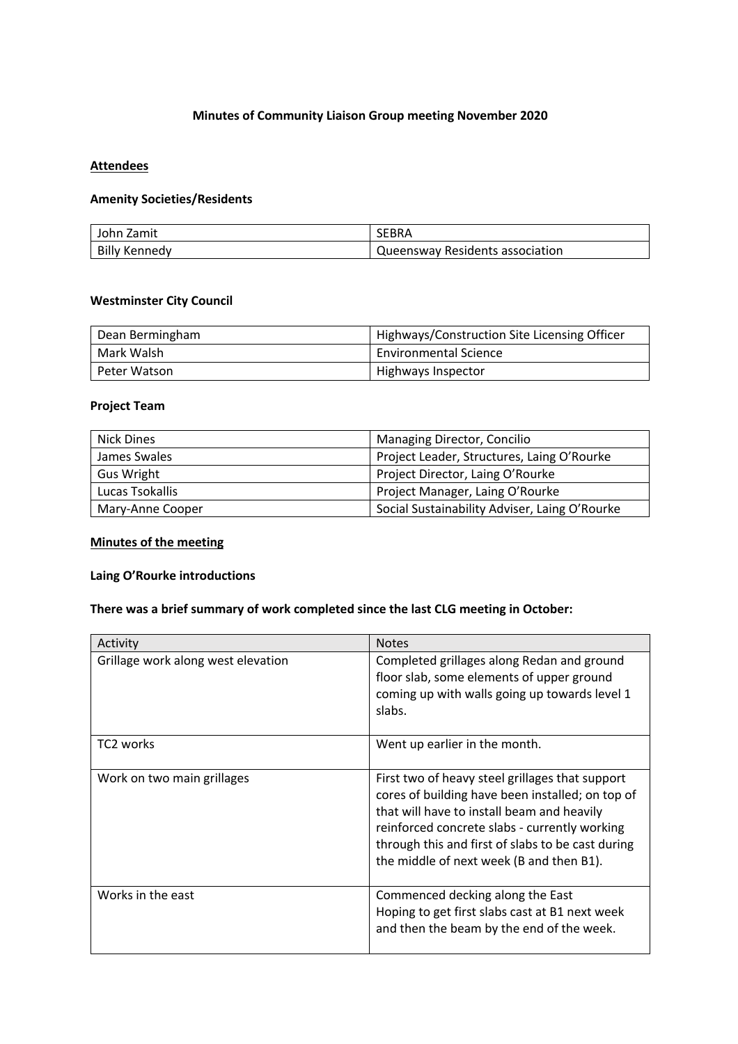# Minutes of Community Liaison Group meeting November 2020

## Attendees

### Amenity Societies/Residents

| | |
|---|---|
| John Zamit | SEBRA |
| Billy Kennedy | Queensway Residents association |

### Westminster City Council

| | |
|---|---|
| Dean Bermingham | Highways/Construction Site Licensing Officer |
| Mark Walsh | Environmental Science |
| Peter Watson | Highways Inspector |

### Project Team

| | |
|---|---|
| Nick Dines | Managing Director, Concilio |
| James Swales | Project Leader, Structures, Laing O'Rourke |
| Gus Wright | Project Director, Laing O'Rourke |
| Lucas Tsokallis | Project Manager, Laing O'Rourke |
| Mary-Anne Cooper | Social Sustainability Adviser, Laing O'Rourke |

## Minutes of the meeting

### Laing O'Rourke introductions

### There was a brief summary of work completed since the last CLG meeting in October:

| Activity | Notes |
|---|---|
| Grillage work along west elevation | Completed grillages along Redan and ground floor slab, some elements of upper ground coming up with walls going up towards level 1 slabs. |
| TC2 works | Went up earlier in the month. |
| Work on two main grillages | First two of heavy steel grillages that support cores of building have been installed; on top of that will have to install beam and heavily reinforced concrete slabs - currently working through this and first of slabs to be cast during the middle of next week (B and then B1). |
| Works in the east | Commenced decking along the East<br>Hoping to get first slabs cast at B1 next week and then the beam by the end of the week. |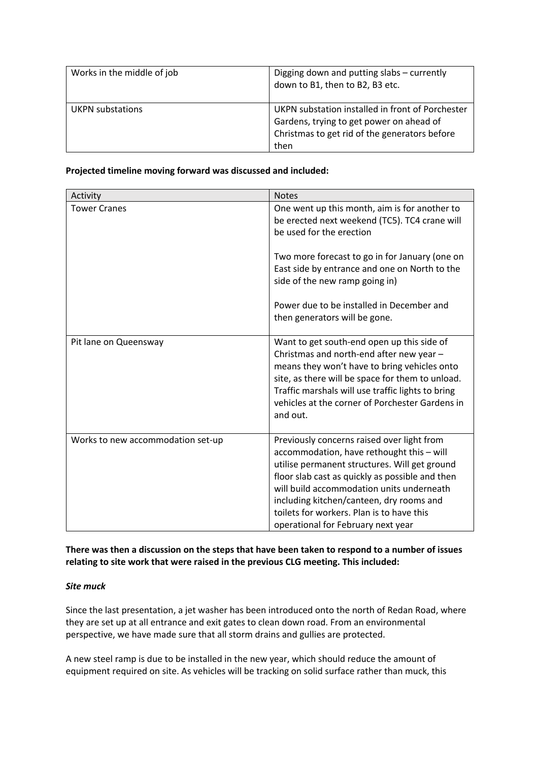| Works in the middle of job | Digging down and putting slabs – currently down to B1, then to B2, B3 etc. |
|---|---|
| UKPN substations | UKPN substation installed in front of Porchester Gardens, trying to get power on ahead of Christmas to get rid of the generators before then |

**Projected timeline moving forward was discussed and included:**

| Activity | Notes |
|---|---|
| Tower Cranes | One went up this month, aim is for another to be erected next weekend (TC5). TC4 crane will be used for the erection<br><br>Two more forecast to go in for January (one on East side by entrance and one on North to the side of the new ramp going in)<br><br>Power due to be installed in December and then generators will be gone. |
| Pit lane on Queensway | Want to get south-end open up this side of Christmas and north-end after new year – means they won't have to bring vehicles onto site, as there will be space for them to unload. Traffic marshals will use traffic lights to bring vehicles at the corner of Porchester Gardens in and out. |
| Works to new accommodation set-up | Previously concerns raised over light from accommodation, have rethought this – will utilise permanent structures. Will get ground floor slab cast as quickly as possible and then will build accommodation units underneath including kitchen/canteen, dry rooms and toilets for workers. Plan is to have this operational for February next year |

**There was then a discussion on the steps that have been taken to respond to a number of issues relating to site work that were raised in the previous CLG meeting. This included:**

***Site muck***

Since the last presentation, a jet washer has been introduced onto the north of Redan Road, where they are set up at all entrance and exit gates to clean down road. From an environmental perspective, we have made sure that all storm drains and gullies are protected.

A new steel ramp is due to be installed in the new year, which should reduce the amount of equipment required on site. As vehicles will be tracking on solid surface rather than muck, this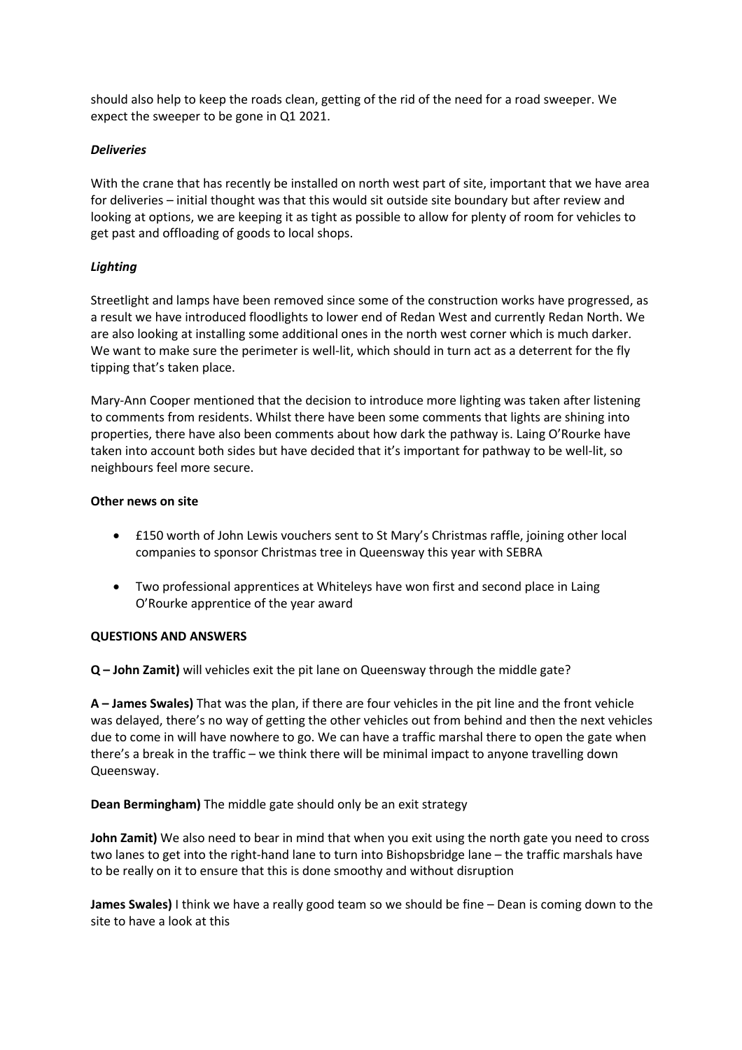should also help to keep the roads clean, getting of the rid of the need for a road sweeper. We expect the sweeper to be gone in Q1 2021.

***Deliveries***

With the crane that has recently be installed on north west part of site, important that we have area for deliveries – initial thought was that this would sit outside site boundary but after review and looking at options, we are keeping it as tight as possible to allow for plenty of room for vehicles to get past and offloading of goods to local shops.

***Lighting***

Streetlight and lamps have been removed since some of the construction works have progressed, as a result we have introduced floodlights to lower end of Redan West and currently Redan North. We are also looking at installing some additional ones in the north west corner which is much darker. We want to make sure the perimeter is well-lit, which should in turn act as a deterrent for the fly tipping that's taken place.

Mary-Ann Cooper mentioned that the decision to introduce more lighting was taken after listening to comments from residents. Whilst there have been some comments that lights are shining into properties, there have also been comments about how dark the pathway is. Laing O'Rourke have taken into account both sides but have decided that it's important for pathway to be well-lit, so neighbours feel more secure.

**Other news on site**

- £150 worth of John Lewis vouchers sent to St Mary's Christmas raffle, joining other local companies to sponsor Christmas tree in Queensway this year with SEBRA
- Two professional apprentices at Whiteleys have won first and second place in Laing O'Rourke apprentice of the year award

**QUESTIONS AND ANSWERS**

**Q – John Zamit)** will vehicles exit the pit lane on Queensway through the middle gate?

**A – James Swales)** That was the plan, if there are four vehicles in the pit line and the front vehicle was delayed, there's no way of getting the other vehicles out from behind and then the next vehicles due to come in will have nowhere to go. We can have a traffic marshal there to open the gate when there's a break in the traffic – we think there will be minimal impact to anyone travelling down Queensway.

**Dean Bermingham)** The middle gate should only be an exit strategy

**John Zamit)** We also need to bear in mind that when you exit using the north gate you need to cross two lanes to get into the right-hand lane to turn into Bishopsbridge lane – the traffic marshals have to be really on it to ensure that this is done smoothy and without disruption

**James Swales)** I think we have a really good team so we should be fine – Dean is coming down to the site to have a look at this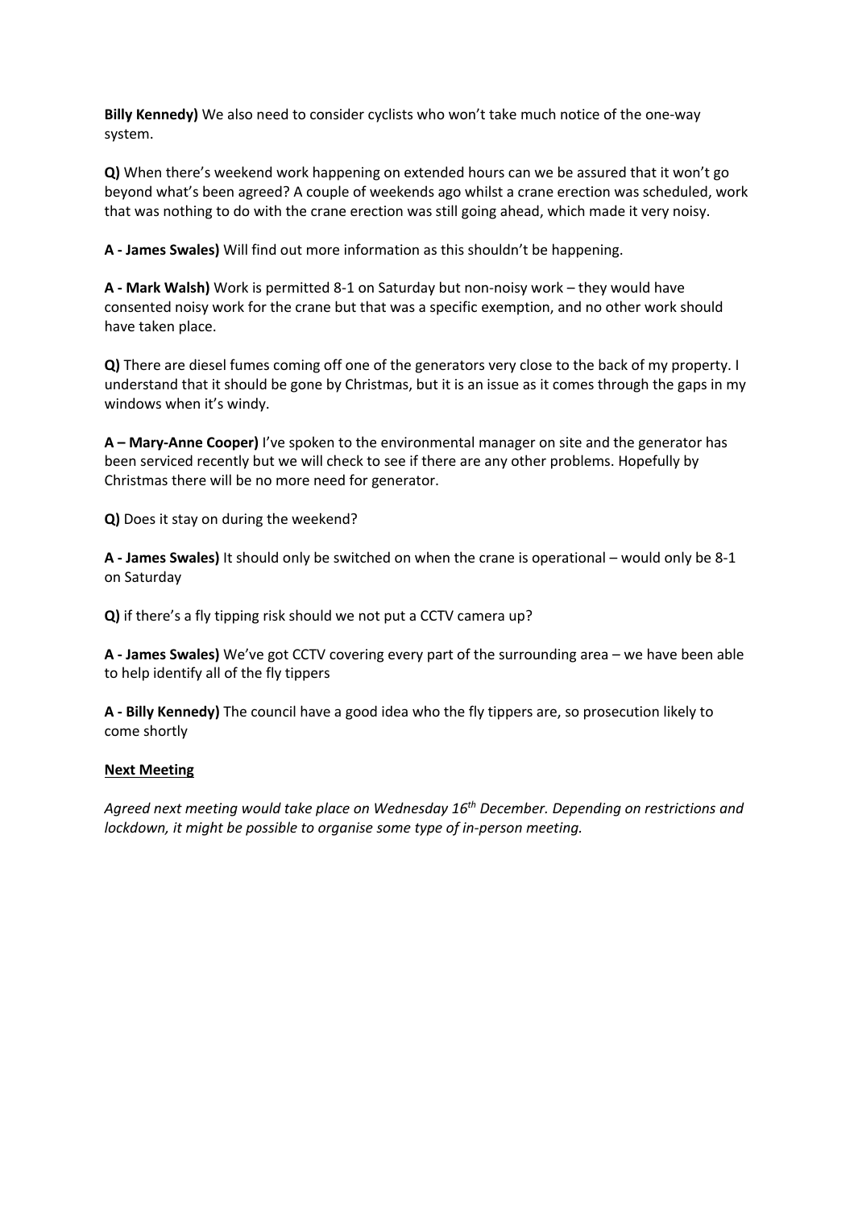**Billy Kennedy)** We also need to consider cyclists who won't take much notice of the one-way system.

**Q)** When there's weekend work happening on extended hours can we be assured that it won't go beyond what's been agreed? A couple of weekends ago whilst a crane erection was scheduled, work that was nothing to do with the crane erection was still going ahead, which made it very noisy.

**A - James Swales)** Will find out more information as this shouldn't be happening.

**A - Mark Walsh)** Work is permitted 8-1 on Saturday but non-noisy work – they would have consented noisy work for the crane but that was a specific exemption, and no other work should have taken place.

**Q)** There are diesel fumes coming off one of the generators very close to the back of my property. I understand that it should be gone by Christmas, but it is an issue as it comes through the gaps in my windows when it's windy.

**A – Mary-Anne Cooper)** I've spoken to the environmental manager on site and the generator has been serviced recently but we will check to see if there are any other problems. Hopefully by Christmas there will be no more need for generator.

**Q)** Does it stay on during the weekend?

**A - James Swales)** It should only be switched on when the crane is operational – would only be 8-1 on Saturday

**Q)** if there's a fly tipping risk should we not put a CCTV camera up?

**A - James Swales)** We've got CCTV covering every part of the surrounding area – we have been able to help identify all of the fly tippers

**A - Billy Kennedy)** The council have a good idea who the fly tippers are, so prosecution likely to come shortly

**Next Meeting**

*Agreed next meeting would take place on Wednesday 16th December. Depending on restrictions and lockdown, it might be possible to organise some type of in-person meeting.*